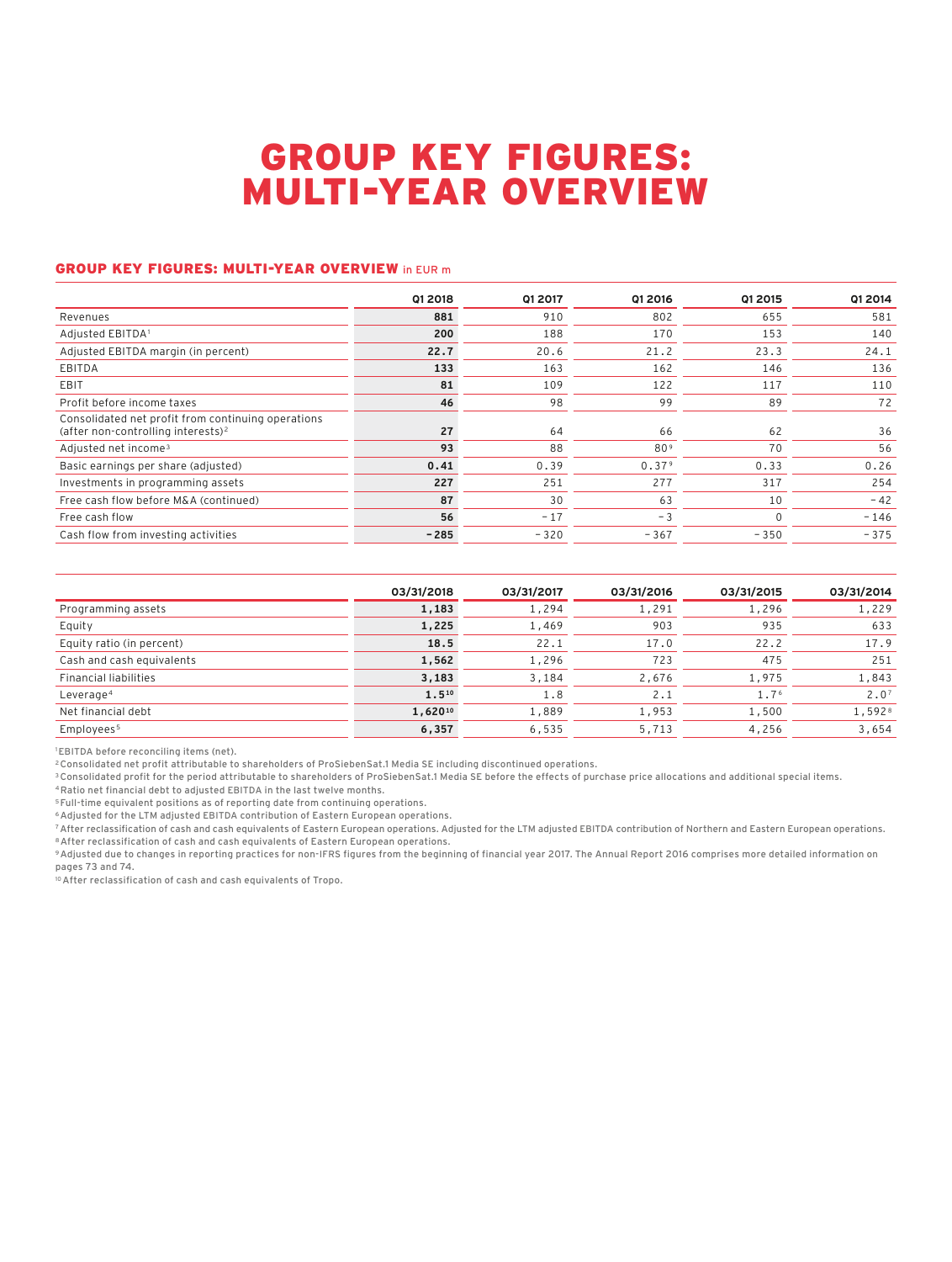# GROUP KEY FIGURES: MULTI-YEAR OVERVIEW

## GROUP KEY FIGURES: MULTI-YEAR OVERVIEW in EUR m

| | Q1 2018 | Q1 2017 | Q1 2016 | Q1 2015 | Q1 2014 |
|---|---|---|---|---|---|
| Revenues | **881** | 910 | 802 | 655 | 581 |
| Adjusted EBITDA[1] | **200** | 188 | 170 | 153 | 140 |
| Adjusted EBITDA margin (in percent) | **22.7** | 20.6 | 21.2 | 23.3 | 24.1 |
| EBITDA | **133** | 163 | 162 | 146 | 136 |
| EBIT | **81** | 109 | 122 | 117 | 110 |
| Profit before income taxes | **46** | 98 | 99 | 89 | 72 |
| Consolidated net profit from continuing operations (after non-controlling interests)[2] | **27** | 64 | 66 | 62 | 36 |
| Adjusted net income[3] | **93** | 88 | 80[9] | 70 | 56 |
| Basic earnings per share (adjusted) | **0.41** | 0.39 | 0.37[9] | 0.33 | 0.26 |
| Investments in programming assets | **227** | 251 | 277 | 317 | 254 |
| Free cash flow before M&A (continued) | **87** | 30 | 63 | 10 | -42 |
| Free cash flow | **56** | -17 | -3 | 0 | -146 |
| Cash flow from investing activities | **-285** | -320 | -367 | -350 | -375 |

| | 03/31/2018 | 03/31/2017 | 03/31/2016 | 03/31/2015 | 03/31/2014 |
|---|---|---|---|---|---|
| Programming assets | **1,183** | 1,294 | 1,291 | 1,296 | 1,229 |
| Equity | **1,225** | 1,469 | 903 | 935 | 633 |
| Equity ratio (in percent) | **18.5** | 22.1 | 17.0 | 22.2 | 17.9 |
| Cash and cash equivalents | **1,562** | 1,296 | 723 | 475 | 251 |
| Financial liabilities | **3,183** | 3,184 | 2,676 | 1,975 | 1,843 |
| Leverage[4] | **1.5**[10] | 1.8 | 2.1 | 1.7[6] | 2.0[7] |
| Net financial debt | **1,620**[10] | 1,889 | 1,953 | 1,500 | 1,592[8] |
| Employees[5] | **6,357** | 6,535 | 5,713 | 4,256 | 3,654 |

[1] EBITDA before reconciling items (net).
[2] Consolidated net profit attributable to shareholders of ProSiebenSat.1 Media SE including discontinued operations.
[3] Consolidated profit for the period attributable to shareholders of ProSiebenSat.1 Media SE before the effects of purchase price allocations and additional special items.
[4] Ratio net financial debt to adjusted EBITDA in the last twelve months.
[5] Full-time equivalent positions as of reporting date from continuing operations.
[6] Adjusted for the LTM adjusted EBITDA contribution of Eastern European operations.
[7] After reclassification of cash and cash equivalents of Eastern European operations. Adjusted for the LTM adjusted EBITDA contribution of Northern and Eastern European operations.
[8] After reclassification of cash and cash equivalents of Eastern European operations.
[9] Adjusted due to changes in reporting practices for non-IFRS figures from the beginning of financial year 2017. The Annual Report 2016 comprises more detailed information on pages 73 and 74.
[10] After reclassification of cash and cash equivalents of Tropo.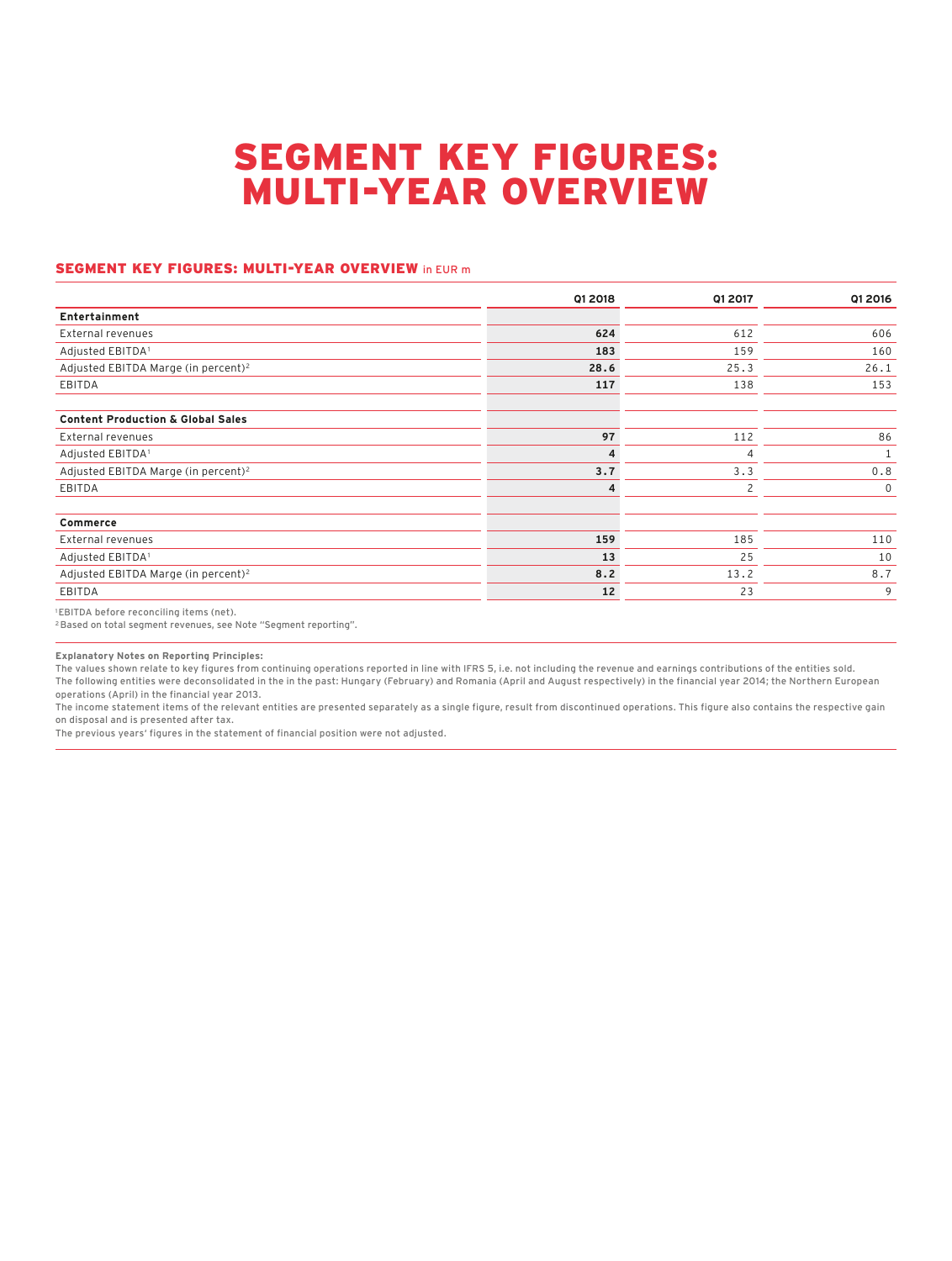# SEGMENT KEY FIGURES: MULTI-YEAR OVERVIEW

## SEGMENT KEY FIGURES: MULTI-YEAR OVERVIEW in EUR m

| | Q1 2018 | Q1 2017 | Q1 2016 |
|---|---|---|---|
| **Entertainment** | | | |
| External revenues | **624** | 612 | 606 |
| Adjusted EBITDA[1] | **183** | 159 | 160 |
| Adjusted EBITDA Marge (in percent)[2] | **28.6** | 25.3 | 26.1 |
| EBITDA | **117** | 138 | 153 |
| | | | |
| **Content Production & Global Sales** | | | |
| External revenues | **97** | 112 | 86 |
| Adjusted EBITDA[1] | **4** | 4 | 1 |
| Adjusted EBITDA Marge (in percent)[2] | **3.7** | 3.3 | 0.8 |
| EBITDA | **4** | 2 | 0 |
| | | | |
| **Commerce** | | | |
| External revenues | **159** | 185 | 110 |
| Adjusted EBITDA[1] | **13** | 25 | 10 |
| Adjusted EBITDA Marge (in percent)[2] | **8.2** | 13.2 | 8.7 |
| EBITDA | **12** | 23 | 9 |

[1] EBITDA before reconciling items (net).
[2] Based on total segment revenues, see Note "Segment reporting".

**Explanatory Notes on Reporting Principles:**
The values shown relate to key figures from continuing operations reported in line with IFRS 5, i.e. not including the revenue and earnings contributions of the entities sold.
The following entities were deconsolidated in the in the past: Hungary (February) and Romania (April and August respectively) in the financial year 2014; the Northern European operations (April) in the financial year 2013.
The income statement items of the relevant entities are presented separately as a single figure, result from discontinued operations. This figure also contains the respective gain on disposal and is presented after tax.
The previous years' figures in the statement of financial position were not adjusted.